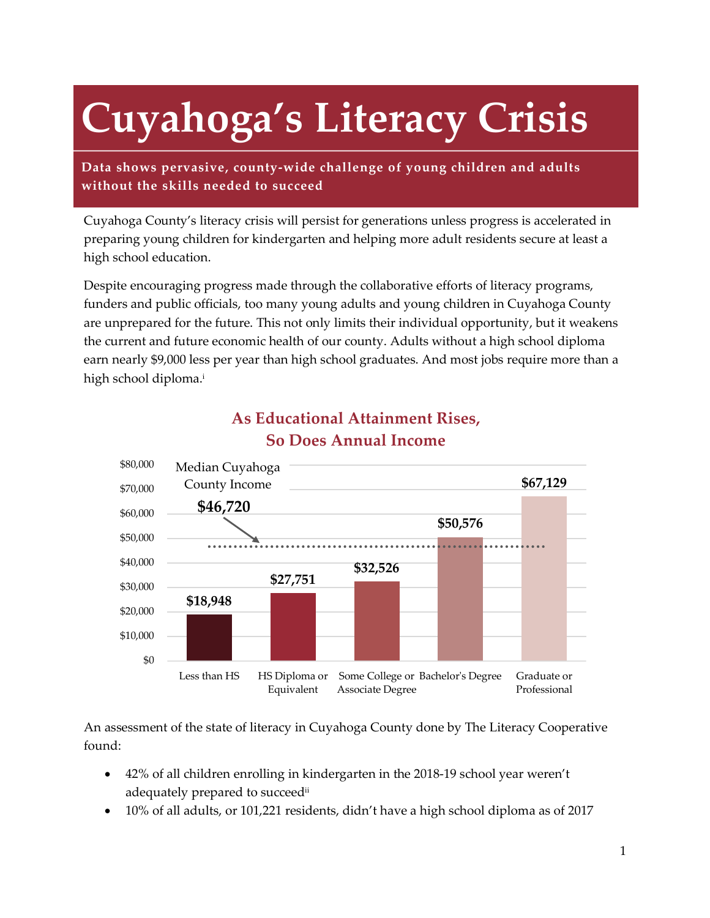# Cuyahoga's Literacy Crisis

**Data shows pervasive, county-wide challenge of young children and adults without the skills needed to succeed**

Cuyahoga County's literacy crisis will persist for generations unless progress is accelerated in preparing young children for kindergarten and helping more adult residents secure at least a high school education.

Despite encouraging progress made through the collaborative efforts of literacy programs, funders and public officials, too many young adults and young children in Cuyahoga County are unprepared for the future. This not only limits their individual opportunity, but it weakens the current and future economic health of our county. Adults without a high school diploma earn nearly $9,000 less per year than high school graduates. And most jobs require more than a high school diploma.[i]

**As Educational Attainment Rises, So Does Annual Income**

| Educational Attainment | Annual Income |
|---|---|
| Less than HS | $18,948 |
| HS Diploma or Equivalent | $27,751 |
| Some College or Associate Degree | $32,526 |
| Bachelor's Degree | $50,576 |
| Graduate or Professional | $67,129 |

Median Cuyahoga County Income: $46,720

An assessment of the state of literacy in Cuyahoga County done by The Literacy Cooperative found:

- 42% of all children enrolling in kindergarten in the 2018-19 school year weren't adequately prepared to succeed[ii]
- 10% of all adults, or 101,221 residents, didn't have a high school diploma as of 2017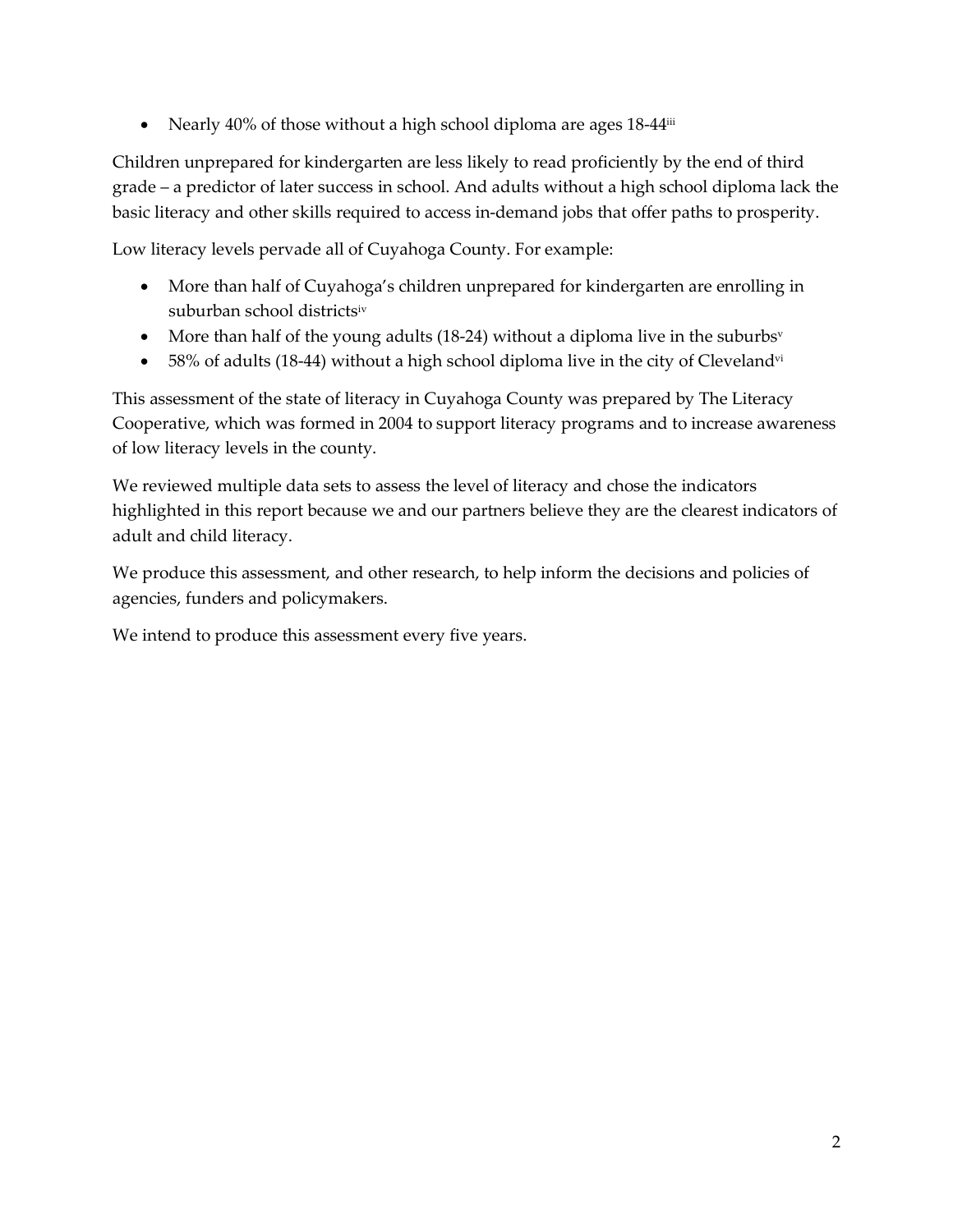- Nearly 40% of those without a high school diploma are ages 18-44[iii]

Children unprepared for kindergarten are less likely to read proficiently by the end of third grade – a predictor of later success in school. And adults without a high school diploma lack the basic literacy and other skills required to access in-demand jobs that offer paths to prosperity.

Low literacy levels pervade all of Cuyahoga County. For example:

- More than half of Cuyahoga's children unprepared for kindergarten are enrolling in suburban school districts[iv]
- More than half of the young adults (18-24) without a diploma live in the suburbs[v]
- 58% of adults (18-44) without a high school diploma live in the city of Cleveland[vi]

This assessment of the state of literacy in Cuyahoga County was prepared by The Literacy Cooperative, which was formed in 2004 to support literacy programs and to increase awareness of low literacy levels in the county.

We reviewed multiple data sets to assess the level of literacy and chose the indicators highlighted in this report because we and our partners believe they are the clearest indicators of adult and child literacy.

We produce this assessment, and other research, to help inform the decisions and policies of agencies, funders and policymakers.

We intend to produce this assessment every five years.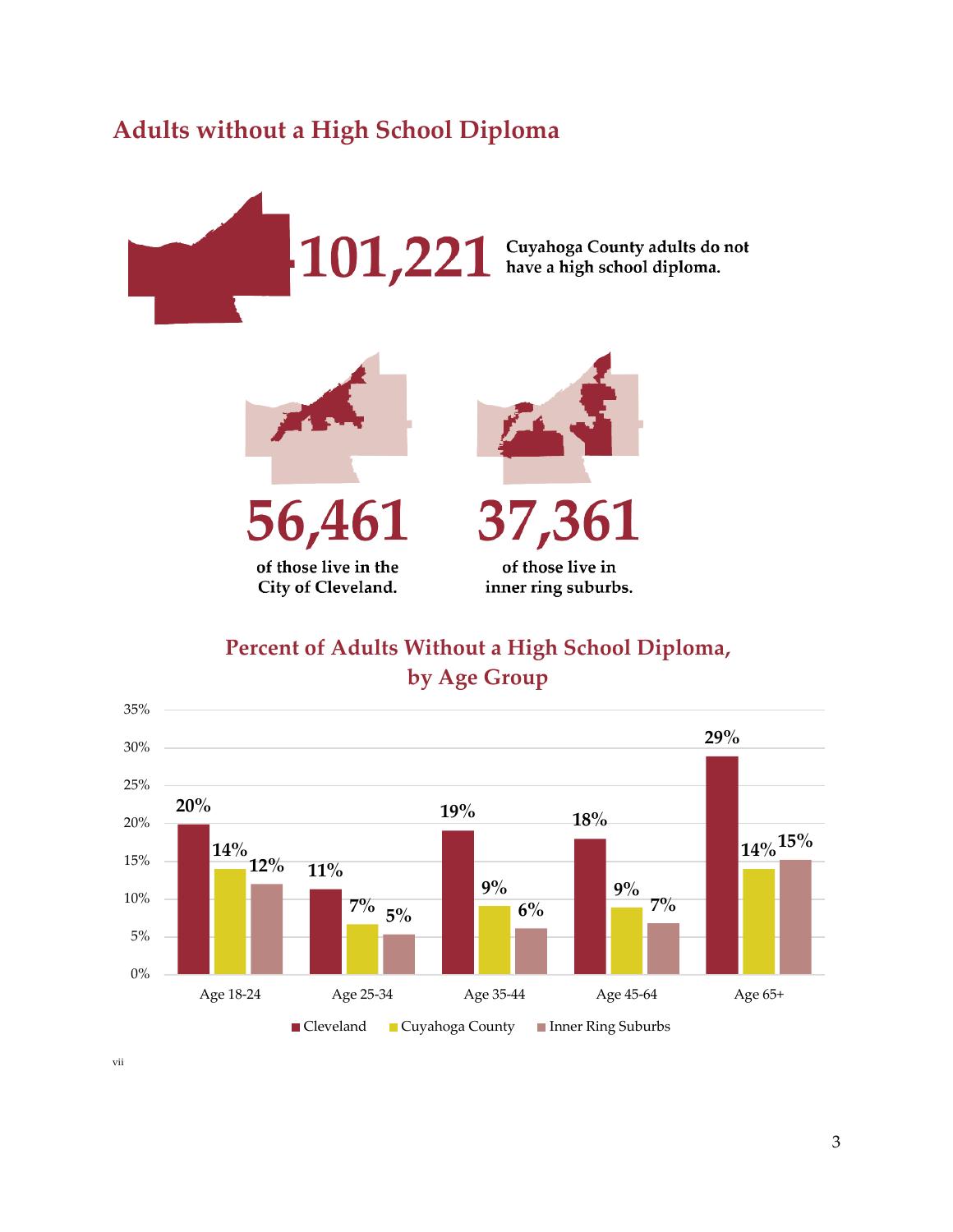## Adults without a High School Diploma

**101,221** Cuyahoga County adults do not have a high school diploma.

**56,461** of those live in the City of Cleveland.

**37,361** of those live in inner ring suburbs.

### Percent of Adults Without a High School Diploma, by Age Group

| Age Group | Cleveland | Cuyahoga County | Inner Ring Suburbs |
|---|---|---|---|
| Age 18-24 | 20% | 14% | 12% |
| Age 25-34 | 11% | 7% | 5% |
| Age 35-44 | 19% | 9% | 6% |
| Age 45-64 | 18% | 9% | 7% |
| Age 65+ | 29% | 14% | 15% |

vii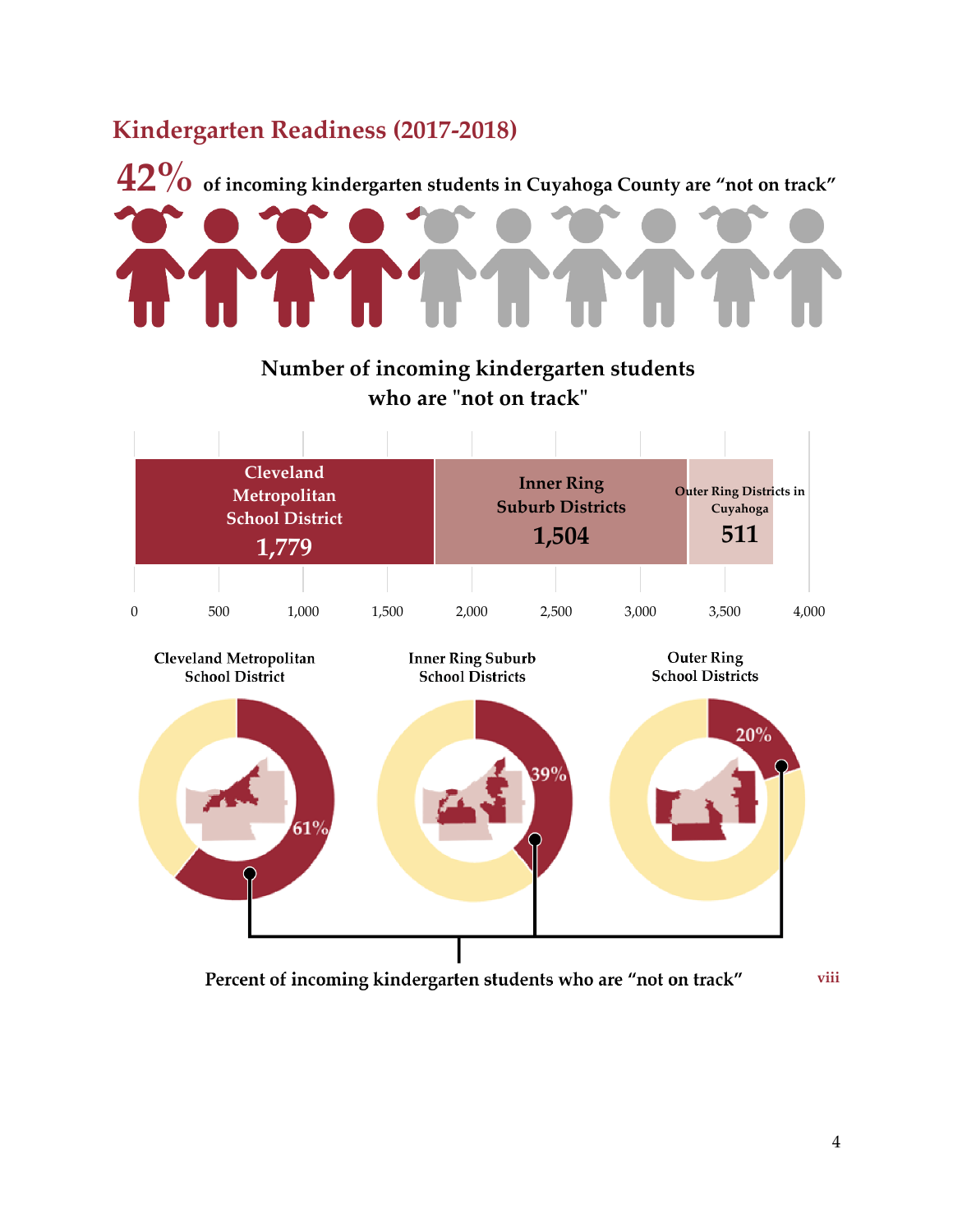## Kindergarten Readiness (2017-2018)

**42%** **of incoming kindergarten students in Cuyahoga County are "not on track"**

**Number of incoming kindergarten students who are "not on track"**

| District | Number "not on track" |
|---|---|
| Cleveland Metropolitan School District | 1,779 |
| Inner Ring Suburb Districts | 1,504 |
| Outer Ring Districts in Cuyahoga | 511 |

| Cleveland Metropolitan School District | Inner Ring Suburb School Districts | Outer Ring School Districts |
|---|---|---|
| 61% | 39% | 20% |

**Percent of incoming kindergarten students who are "not on track"** viii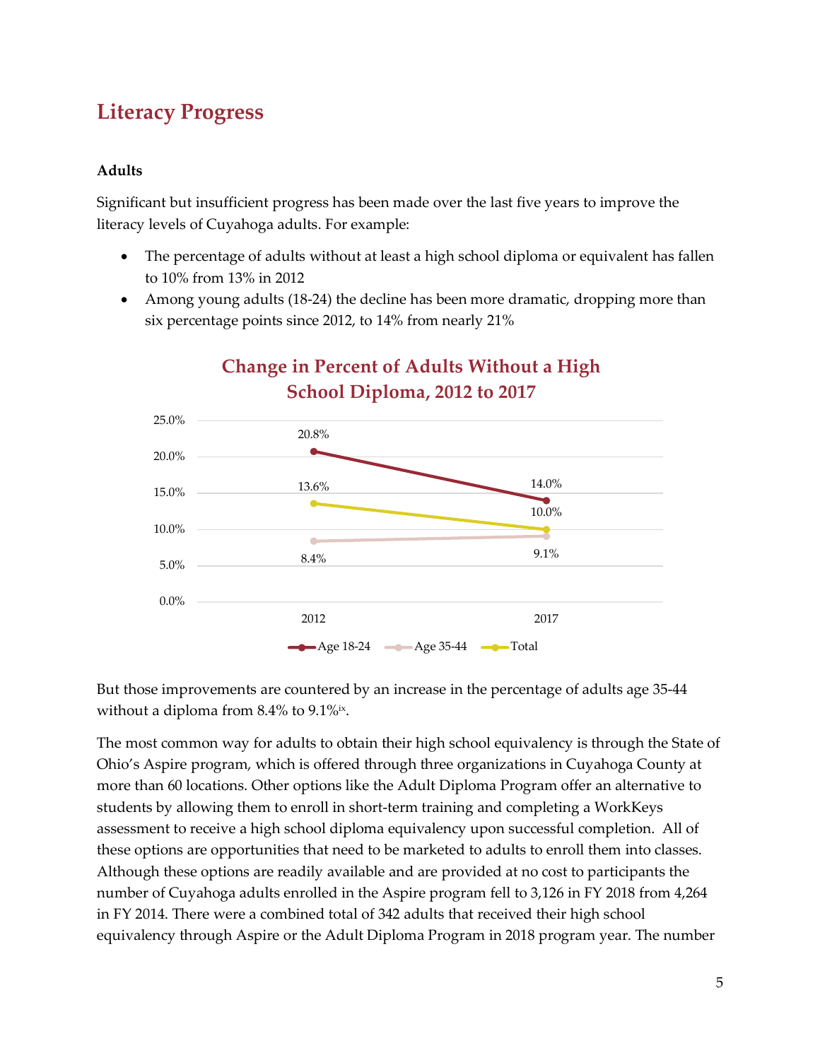## Literacy Progress

### Adults

Significant but insufficient progress has been made over the last five years to improve the literacy levels of Cuyahoga adults. For example:

- The percentage of adults without at least a high school diploma or equivalent has fallen to 10% from 13% in 2012
- Among young adults (18-24) the decline has been more dramatic, dropping more than six percentage points since 2012, to 14% from nearly 21%

**Change in Percent of Adults Without a High School Diploma, 2012 to 2017**

| | 2012 | 2017 |
|---|---|---|
| Age 18-24 | 20.8% | 14.0% |
| Age 35-44 | 8.4% | 9.1% |
| Total | 13.6% | 10.0% |

But those improvements are countered by an increase in the percentage of adults age 35-44 without a diploma from 8.4% to 9.1%[ix].

The most common way for adults to obtain their high school equivalency is through the State of Ohio's Aspire program, which is offered through three organizations in Cuyahoga County at more than 60 locations. Other options like the Adult Diploma Program offer an alternative to students by allowing them to enroll in short-term training and completing a WorkKeys assessment to receive a high school diploma equivalency upon successful completion. All of these options are opportunities that need to be marketed to adults to enroll them into classes. Although these options are readily available and are provided at no cost to participants the number of Cuyahoga adults enrolled in the Aspire program fell to 3,126 in FY 2018 from 4,264 in FY 2014. There were a combined total of 342 adults that received their high school equivalency through Aspire or the Adult Diploma Program in 2018 program year. The number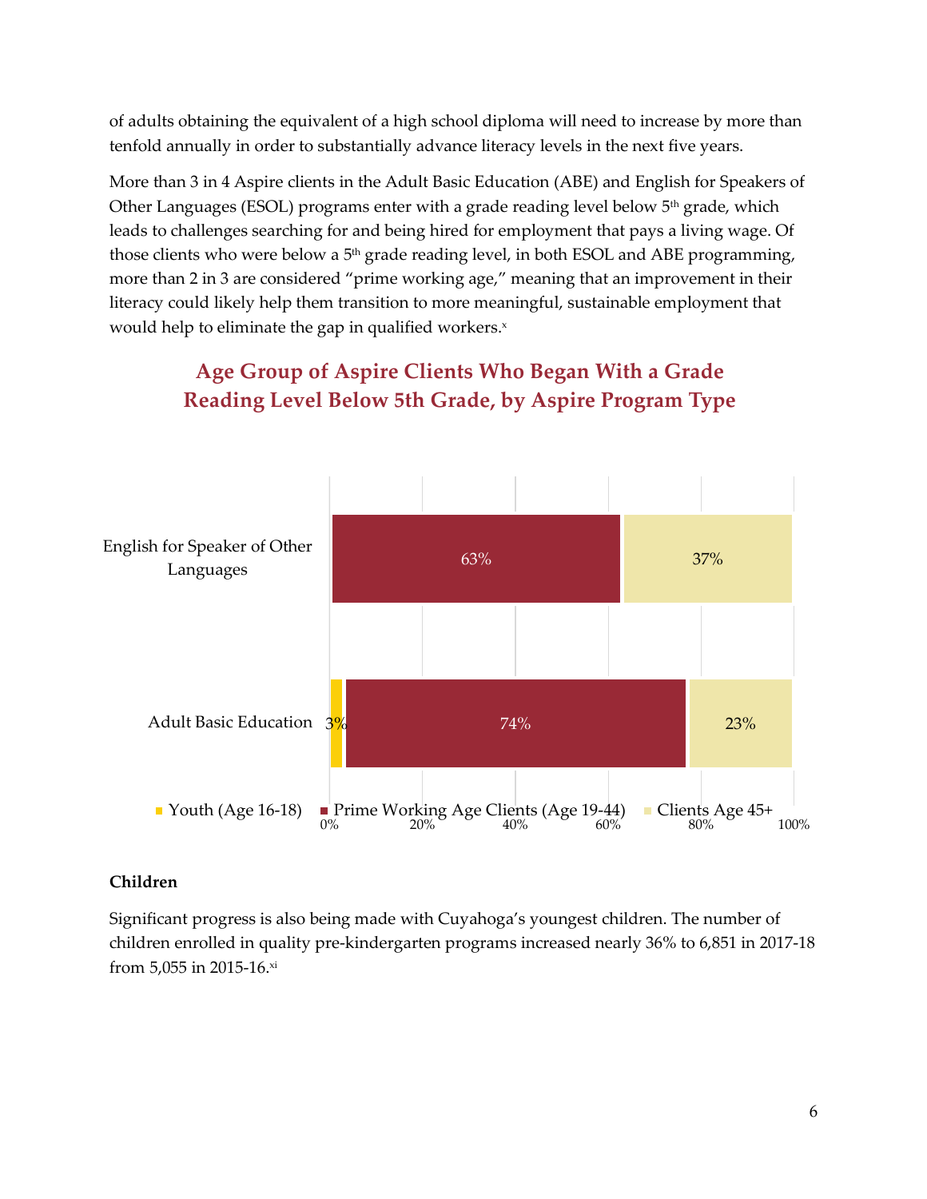of adults obtaining the equivalent of a high school diploma will need to increase by more than tenfold annually in order to substantially advance literacy levels in the next five years.

More than 3 in 4 Aspire clients in the Adult Basic Education (ABE) and English for Speakers of Other Languages (ESOL) programs enter with a grade reading level below 5th grade, which leads to challenges searching for and being hired for employment that pays a living wage. Of those clients who were below a 5th grade reading level, in both ESOL and ABE programming, more than 2 in 3 are considered “prime working age,” meaning that an improvement in their literacy could likely help them transition to more meaningful, sustainable employment that would help to eliminate the gap in qualified workers.[x]

**Age Group of Aspire Clients Who Began With a Grade Reading Level Below 5th Grade, by Aspire Program Type**

| Program | Youth (Age 16-18) | Prime Working Age Clients (Age 19-44) | Clients Age 45+ |
|---|---|---|---|
| English for Speaker of Other Languages | | 63% | 37% |
| Adult Basic Education | 3% | 74% | 23% |

## Children

Significant progress is also being made with Cuyahoga’s youngest children. The number of children enrolled in quality pre-kindergarten programs increased nearly 36% to 6,851 in 2017-18 from 5,055 in 2015-16.[xi]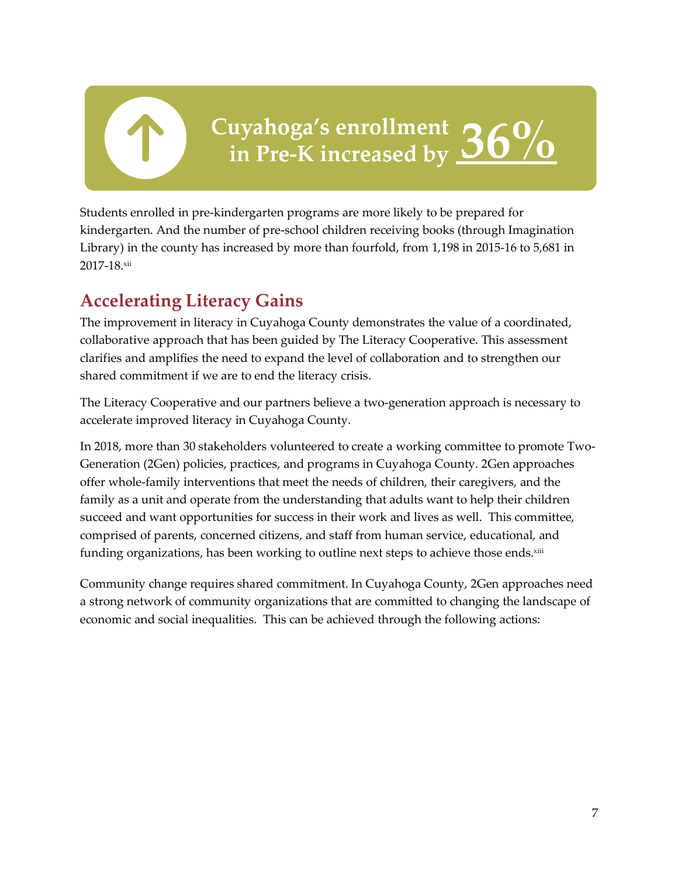**Cuyahoga's enrollment in Pre-K increased by 36%**

Students enrolled in pre-kindergarten programs are more likely to be prepared for kindergarten. And the number of pre-school children receiving books (through Imagination Library) in the county has increased by more than fourfold, from 1,198 in 2015-16 to 5,681 in 2017-18.[xii]

## Accelerating Literacy Gains

The improvement in literacy in Cuyahoga County demonstrates the value of a coordinated, collaborative approach that has been guided by The Literacy Cooperative. This assessment clarifies and amplifies the need to expand the level of collaboration and to strengthen our shared commitment if we are to end the literacy crisis.

The Literacy Cooperative and our partners believe a two-generation approach is necessary to accelerate improved literacy in Cuyahoga County.

In 2018, more than 30 stakeholders volunteered to create a working committee to promote Two-Generation (2Gen) policies, practices, and programs in Cuyahoga County. 2Gen approaches offer whole-family interventions that meet the needs of children, their caregivers, and the family as a unit and operate from the understanding that adults want to help their children succeed and want opportunities for success in their work and lives as well. This committee, comprised of parents, concerned citizens, and staff from human service, educational, and funding organizations, has been working to outline next steps to achieve those ends.[xiii]

Community change requires shared commitment. In Cuyahoga County, 2Gen approaches need a strong network of community organizations that are committed to changing the landscape of economic and social inequalities. This can be achieved through the following actions: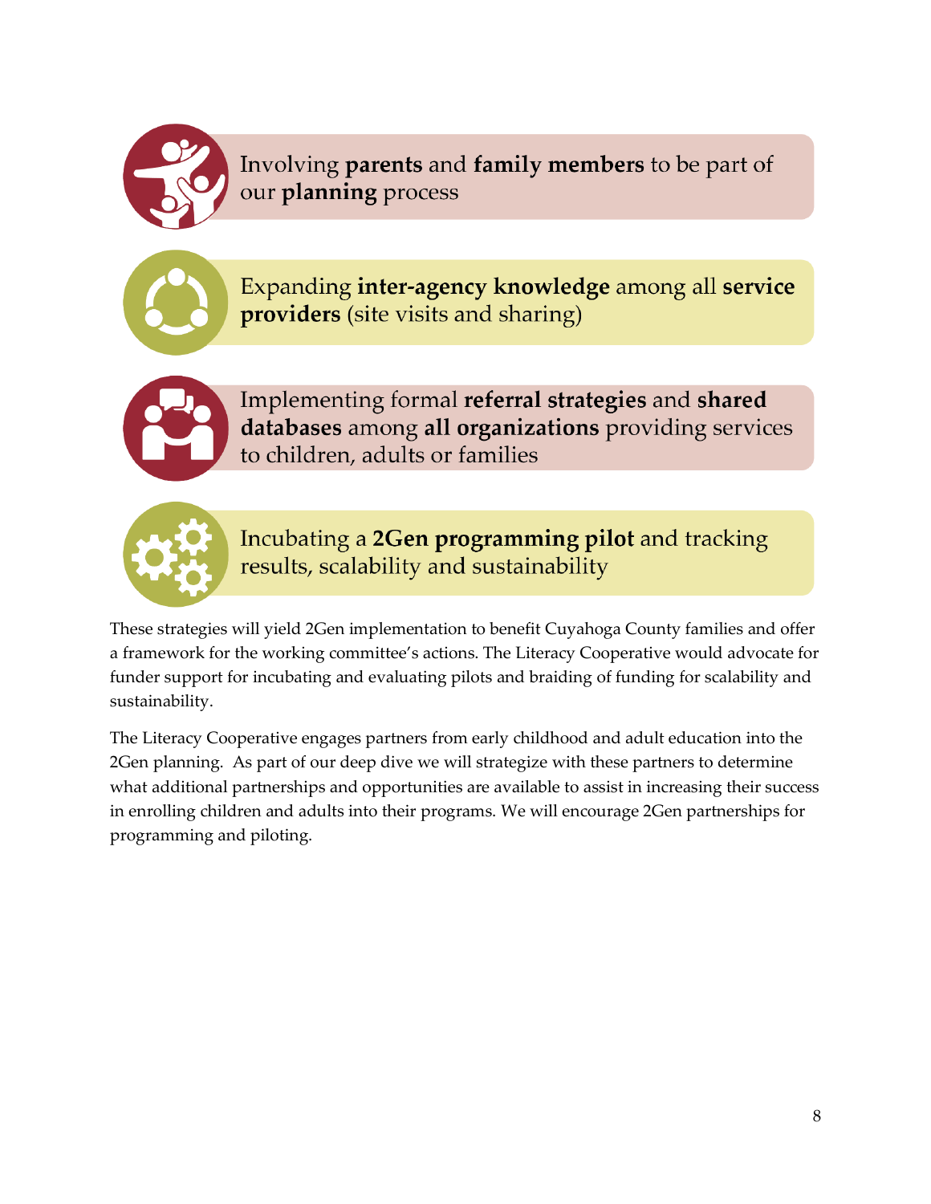- Involving **parents** and **family members** to be part of our **planning** process

- Expanding **inter-agency knowledge** among all **service providers** (site visits and sharing)

- Implementing formal **referral strategies** and **shared databases** among **all organizations** providing services to children, adults or families

- Incubating a **2Gen programming pilot** and tracking results, scalability and sustainability

These strategies will yield 2Gen implementation to benefit Cuyahoga County families and offer a framework for the working committee's actions. The Literacy Cooperative would advocate for funder support for incubating and evaluating pilots and braiding of funding for scalability and sustainability.

The Literacy Cooperative engages partners from early childhood and adult education into the 2Gen planning. As part of our deep dive we will strategize with these partners to determine what additional partnerships and opportunities are available to assist in increasing their success in enrolling children and adults into their programs. We will encourage 2Gen partnerships for programming and piloting.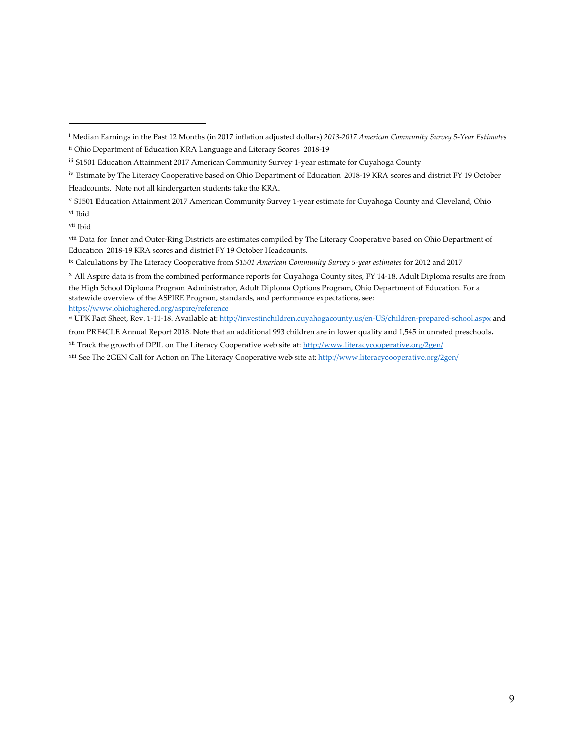---

[i] Median Earnings in the Past 12 Months (in 2017 inflation adjusted dollars) *2013-2017 American Community Survey 5-Year Estimates*

[ii] Ohio Department of Education KRA Language and Literacy Scores 2018-19

[iii] S1501 Education Attainment 2017 American Community Survey 1-year estimate for Cuyahoga County

[iv] Estimate by The Literacy Cooperative based on Ohio Department of Education 2018-19 KRA scores and district FY 19 October Headcounts. Note not all kindergarten students take the KRA.

[v] S1501 Education Attainment 2017 American Community Survey 1-year estimate for Cuyahoga County and Cleveland, Ohio

[vi] Ibid

[vii] Ibid

[viii] Data for Inner and Outer-Ring Districts are estimates compiled by The Literacy Cooperative based on Ohio Department of Education 2018-19 KRA scores and district FY 19 October Headcounts.

[ix] Calculations by The Literacy Cooperative from *S1501 American Community Survey 5-year estimates* for 2012 and 2017

[x] All Aspire data is from the combined performance reports for Cuyahoga County sites, FY 14-18. Adult Diploma results are from the High School Diploma Program Administrator, Adult Diploma Options Program, Ohio Department of Education. For a statewide overview of the ASPIRE Program, standards, and performance expectations, see: https://www.ohiohighered.org/aspire/reference

[xi] UPK Fact Sheet, Rev. 1-11-18. Available at: http://investinchildren.cuyahogacounty.us/en-US/children-prepared-school.aspx and from PRE4CLE Annual Report 2018. Note that an additional 993 children are in lower quality and 1,545 in unrated preschools.

[xii] Track the growth of DPIL on The Literacy Cooperative web site at: http://www.literacycooperative.org/2gen/

[xiii] See The 2GEN Call for Action on The Literacy Cooperative web site at: http://www.literacycooperative.org/2gen/